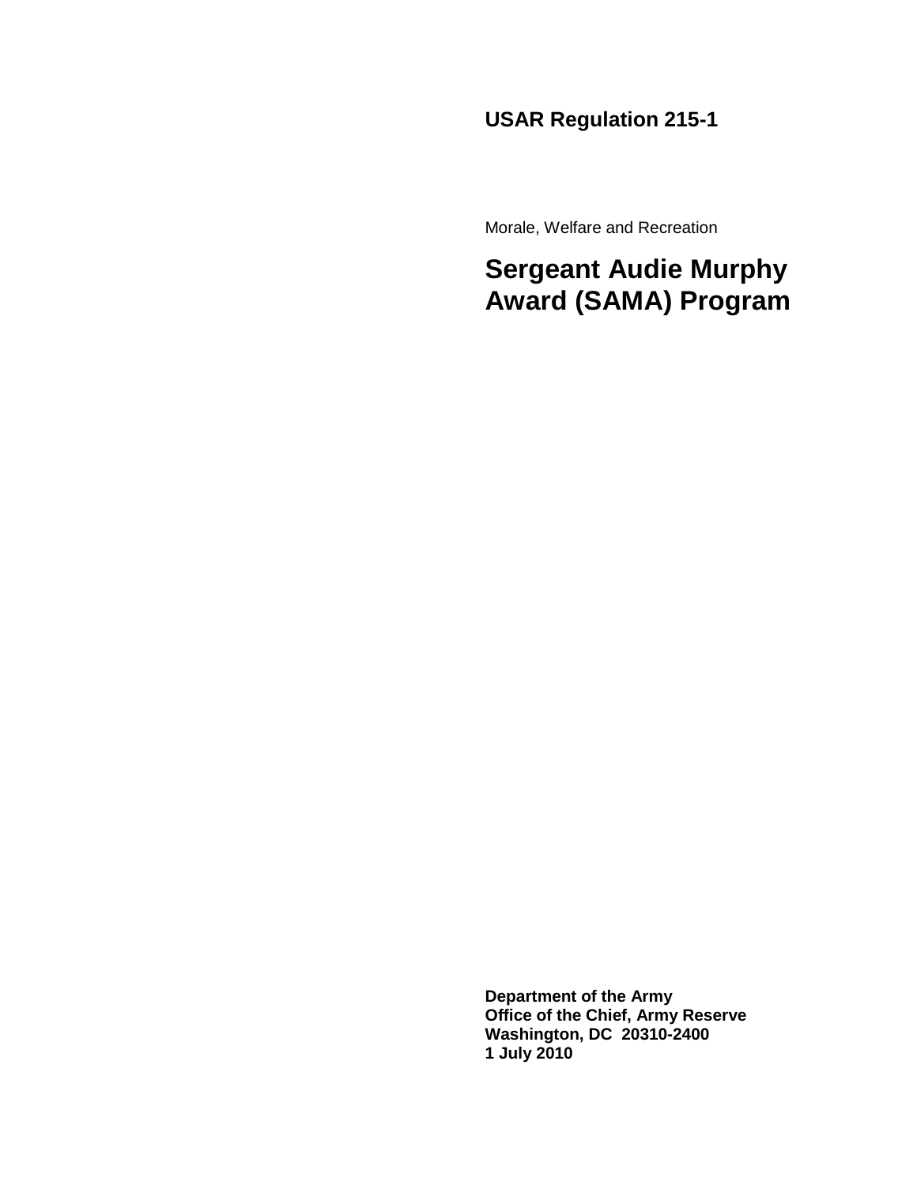**USAR Regulation 215-1**

Morale, Welfare and Recreation

# Sergeant Audie Murphy Award (SAMA) Program

**Department of the Army**
**Office of the Chief, Army Reserve**
**Washington, DC 20310-2400**
**1 July 2010**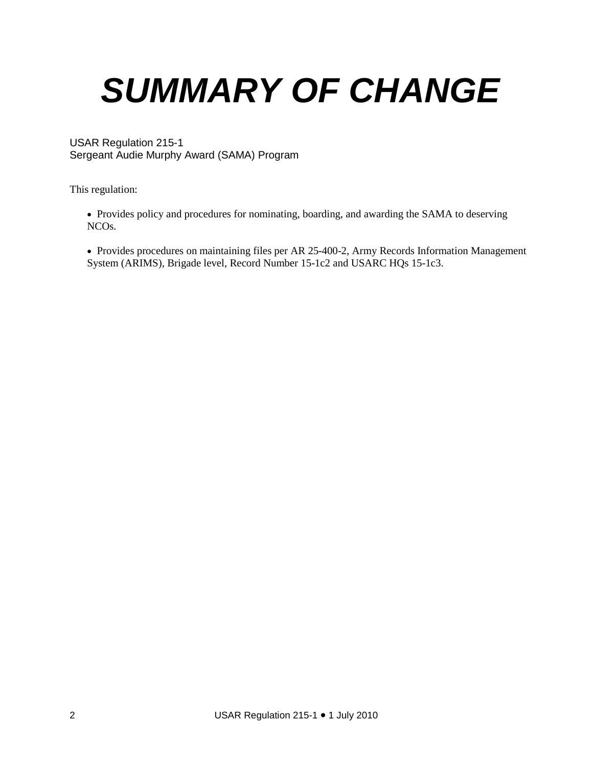# SUMMARY OF CHANGE

USAR Regulation 215-1
Sergeant Audie Murphy Award (SAMA) Program

This regulation:

- Provides policy and procedures for nominating, boarding, and awarding the SAMA to deserving NCOs.

- Provides procedures on maintaining files per AR 25-400-2, Army Records Information Management System (ARIMS), Brigade level, Record Number 15-1c2 and USARC HQs 15-1c3.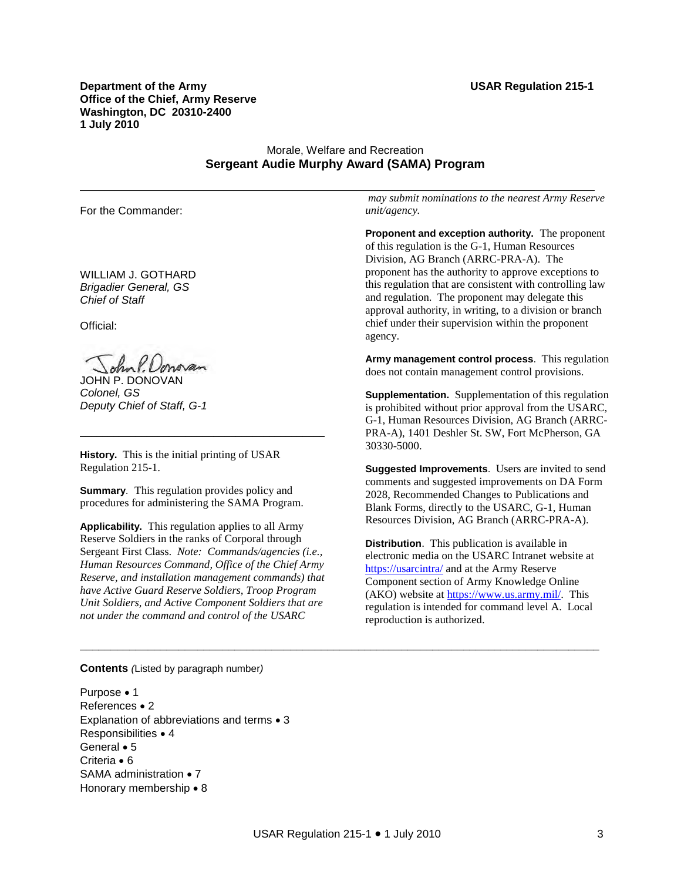**Department of the Army**
**Office of the Chief, Army Reserve**
**Washington, DC 20310-2400**
**1 July 2010**

**USAR Regulation 215-1**

Morale, Welfare and Recreation

# Sergeant Audie Murphy Award (SAMA) Program

For the Commander:

WILLIAM J. GOTHARD
*Brigadier General, GS*
*Chief of Staff*

Official:

JOHN P. DONOVAN
*Colonel, GS*
*Deputy Chief of Staff, G-1*

---

**History.** This is the initial printing of USAR Regulation 215-1.

**Summary**. This regulation provides policy and procedures for administering the SAMA Program.

**Applicability.** This regulation applies to all Army Reserve Soldiers in the ranks of Corporal through Sergeant First Class. *Note: Commands/agencies (i.e., Human Resources Command, Office of the Chief Army Reserve, and installation management commands) that have Active Guard Reserve Soldiers, Troop Program Unit Soldiers, and Active Component Soldiers that are not under the command and control of the USARC may submit nominations to the nearest Army Reserve unit/agency.*

**Proponent and exception authority.** The proponent of this regulation is the G-1, Human Resources Division, AG Branch (ARRC-PRA-A). The proponent has the authority to approve exceptions to this regulation that are consistent with controlling law and regulation. The proponent may delegate this approval authority, in writing, to a division or branch chief under their supervision within the proponent agency.

**Army management control process**. This regulation does not contain management control provisions.

**Supplementation.** Supplementation of this regulation is prohibited without prior approval from the USARC, G-1, Human Resources Division, AG Branch (ARRC-PRA-A), 1401 Deshler St. SW, Fort McPherson, GA 30330-5000.

**Suggested Improvements**. Users are invited to send comments and suggested improvements on DA Form 2028, Recommended Changes to Publications and Blank Forms, directly to the USARC, G-1, Human Resources Division, AG Branch (ARRC-PRA-A).

**Distribution**. This publication is available in electronic media on the USARC Intranet website at https://usarcintra/ and at the Army Reserve Component section of Army Knowledge Online (AKO) website at https://www.us.army.mil/. This regulation is intended for command level A. Local reproduction is authorized.

---

**Contents** *(*Listed by paragraph number*)*

Purpose • 1
References • 2
Explanation of abbreviations and terms • 3
Responsibilities • 4
General • 5
Criteria • 6
SAMA administration • 7
Honorary membership • 8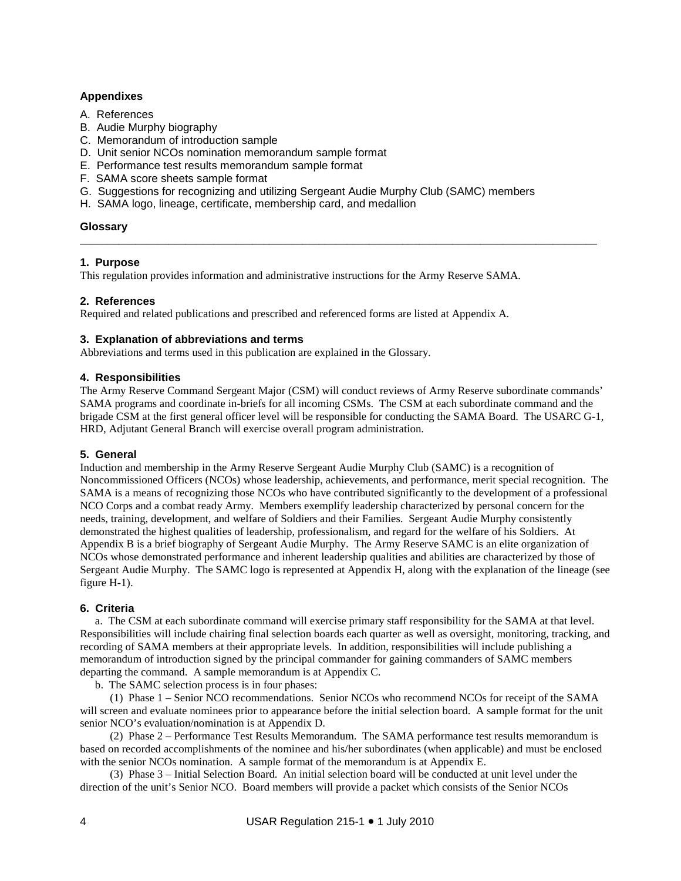### Appendixes

A. References
B. Audie Murphy biography
C. Memorandum of introduction sample
D. Unit senior NCOs nomination memorandum sample format
E. Performance test results memorandum sample format
F. SAMA score sheets sample format
G. Suggestions for recognizing and utilizing Sergeant Audie Murphy Club (SAMC) members
H. SAMA logo, lineage, certificate, membership card, and medallion

### Glossary

---

### 1. Purpose

This regulation provides information and administrative instructions for the Army Reserve SAMA.

### 2. References

Required and related publications and prescribed and referenced forms are listed at Appendix A.

### 3. Explanation of abbreviations and terms

Abbreviations and terms used in this publication are explained in the Glossary.

### 4. Responsibilities

The Army Reserve Command Sergeant Major (CSM) will conduct reviews of Army Reserve subordinate commands' SAMA programs and coordinate in-briefs for all incoming CSMs. The CSM at each subordinate command and the brigade CSM at the first general officer level will be responsible for conducting the SAMA Board. The USARC G-1, HRD, Adjutant General Branch will exercise overall program administration.

### 5. General

Induction and membership in the Army Reserve Sergeant Audie Murphy Club (SAMC) is a recognition of Noncommissioned Officers (NCOs) whose leadership, achievements, and performance, merit special recognition. The SAMA is a means of recognizing those NCOs who have contributed significantly to the development of a professional NCO Corps and a combat ready Army. Members exemplify leadership characterized by personal concern for the needs, training, development, and welfare of Soldiers and their Families. Sergeant Audie Murphy consistently demonstrated the highest qualities of leadership, professionalism, and regard for the welfare of his Soldiers. At Appendix B is a brief biography of Sergeant Audie Murphy. The Army Reserve SAMC is an elite organization of NCOs whose demonstrated performance and inherent leadership qualities and abilities are characterized by those of Sergeant Audie Murphy. The SAMC logo is represented at Appendix H, along with the explanation of the lineage (see figure H-1).

### 6. Criteria

a. The CSM at each subordinate command will exercise primary staff responsibility for the SAMA at that level. Responsibilities will include chairing final selection boards each quarter as well as oversight, monitoring, tracking, and recording of SAMA members at their appropriate levels. In addition, responsibilities will include publishing a memorandum of introduction signed by the principal commander for gaining commanders of SAMC members departing the command. A sample memorandum is at Appendix C.

b. The SAMC selection process is in four phases:

(1) Phase 1 – Senior NCO recommendations. Senior NCOs who recommend NCOs for receipt of the SAMA will screen and evaluate nominees prior to appearance before the initial selection board. A sample format for the unit senior NCO's evaluation/nomination is at Appendix D.

(2) Phase 2 – Performance Test Results Memorandum. The SAMA performance test results memorandum is based on recorded accomplishments of the nominee and his/her subordinates (when applicable) and must be enclosed with the senior NCOs nomination. A sample format of the memorandum is at Appendix E.

(3) Phase 3 – Initial Selection Board. An initial selection board will be conducted at unit level under the direction of the unit's Senior NCO. Board members will provide a packet which consists of the Senior NCOs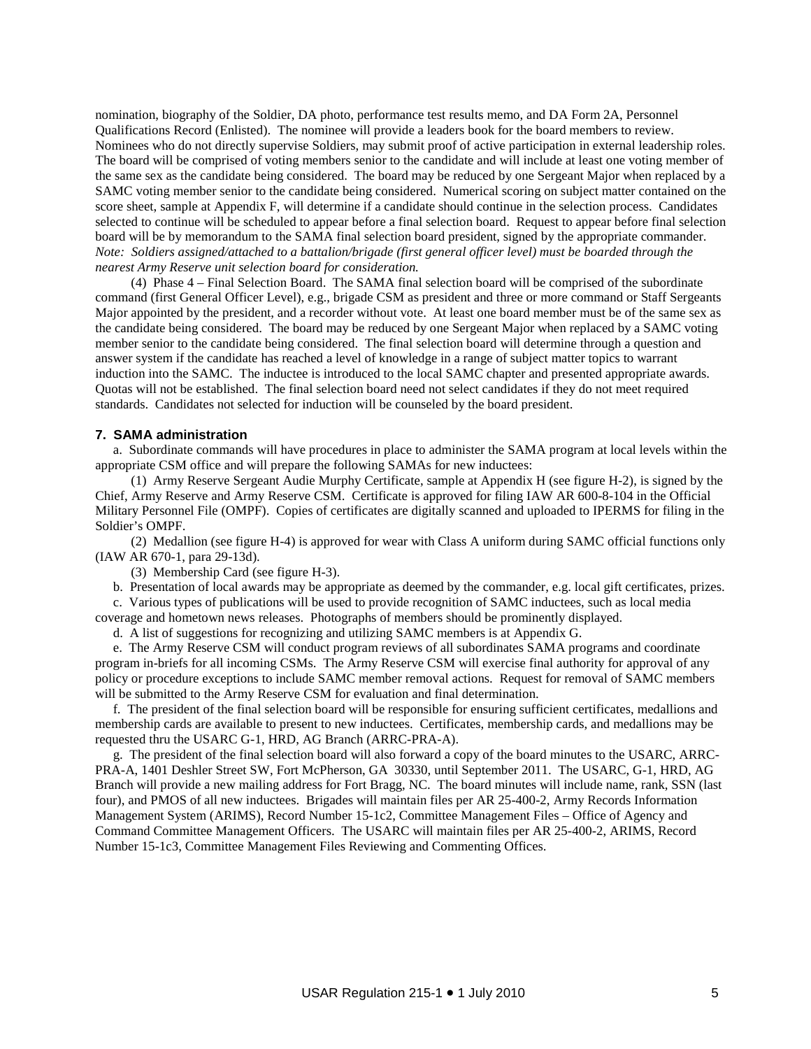nomination, biography of the Soldier, DA photo, performance test results memo, and DA Form 2A, Personnel Qualifications Record (Enlisted). The nominee will provide a leaders book for the board members to review. Nominees who do not directly supervise Soldiers, may submit proof of active participation in external leadership roles. The board will be comprised of voting members senior to the candidate and will include at least one voting member of the same sex as the candidate being considered. The board may be reduced by one Sergeant Major when replaced by a SAMC voting member senior to the candidate being considered. Numerical scoring on subject matter contained on the score sheet, sample at Appendix F, will determine if a candidate should continue in the selection process. Candidates selected to continue will be scheduled to appear before a final selection board. Request to appear before final selection board will be by memorandum to the SAMA final selection board president, signed by the appropriate commander. *Note: Soldiers assigned/attached to a battalion/brigade (first general officer level) must be boarded through the nearest Army Reserve unit selection board for consideration.*

(4) Phase 4 – Final Selection Board. The SAMA final selection board will be comprised of the subordinate command (first General Officer Level), e.g., brigade CSM as president and three or more command or Staff Sergeants Major appointed by the president, and a recorder without vote. At least one board member must be of the same sex as the candidate being considered. The board may be reduced by one Sergeant Major when replaced by a SAMC voting member senior to the candidate being considered. The final selection board will determine through a question and answer system if the candidate has reached a level of knowledge in a range of subject matter topics to warrant induction into the SAMC. The inductee is introduced to the local SAMC chapter and presented appropriate awards. Quotas will not be established. The final selection board need not select candidates if they do not meet required standards. Candidates not selected for induction will be counseled by the board president.

### 7. SAMA administration

a. Subordinate commands will have procedures in place to administer the SAMA program at local levels within the appropriate CSM office and will prepare the following SAMAs for new inductees:

(1) Army Reserve Sergeant Audie Murphy Certificate, sample at Appendix H (see figure H-2), is signed by the Chief, Army Reserve and Army Reserve CSM. Certificate is approved for filing IAW AR 600-8-104 in the Official Military Personnel File (OMPF). Copies of certificates are digitally scanned and uploaded to IPERMS for filing in the Soldier's OMPF.

(2) Medallion (see figure H-4) is approved for wear with Class A uniform during SAMC official functions only (IAW AR 670-1, para 29-13d).

(3) Membership Card (see figure H-3).

b. Presentation of local awards may be appropriate as deemed by the commander, e.g. local gift certificates, prizes.

c. Various types of publications will be used to provide recognition of SAMC inductees, such as local media coverage and hometown news releases. Photographs of members should be prominently displayed.

d. A list of suggestions for recognizing and utilizing SAMC members is at Appendix G.

e. The Army Reserve CSM will conduct program reviews of all subordinates SAMA programs and coordinate program in-briefs for all incoming CSMs. The Army Reserve CSM will exercise final authority for approval of any policy or procedure exceptions to include SAMC member removal actions. Request for removal of SAMC members will be submitted to the Army Reserve CSM for evaluation and final determination.

f. The president of the final selection board will be responsible for ensuring sufficient certificates, medallions and membership cards are available to present to new inductees. Certificates, membership cards, and medallions may be requested thru the USARC G-1, HRD, AG Branch (ARRC-PRA-A).

g. The president of the final selection board will also forward a copy of the board minutes to the USARC, ARRC-PRA-A, 1401 Deshler Street SW, Fort McPherson, GA 30330, until September 2011. The USARC, G-1, HRD, AG Branch will provide a new mailing address for Fort Bragg, NC. The board minutes will include name, rank, SSN (last four), and PMOS of all new inductees. Brigades will maintain files per AR 25-400-2, Army Records Information Management System (ARIMS), Record Number 15-1c2, Committee Management Files – Office of Agency and Command Committee Management Officers. The USARC will maintain files per AR 25-400-2, ARIMS, Record Number 15-1c3, Committee Management Files Reviewing and Commenting Offices.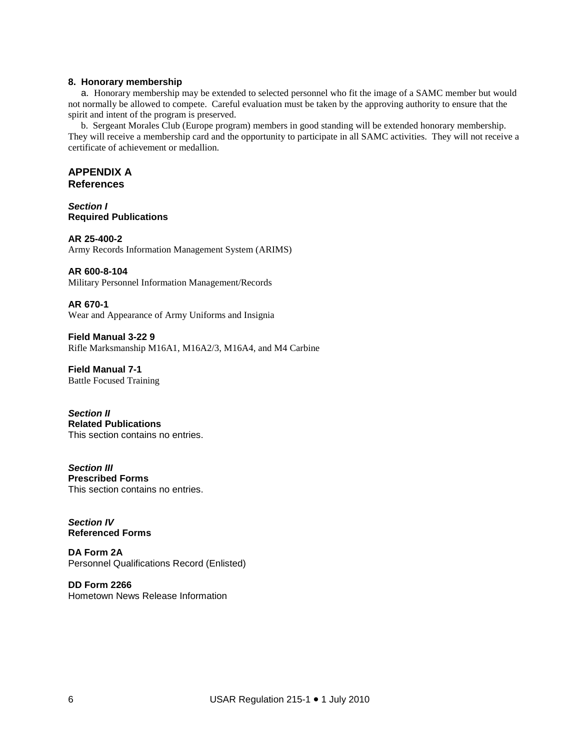**8. Honorary membership**

a. Honorary membership may be extended to selected personnel who fit the image of a SAMC member but would not normally be allowed to compete. Careful evaluation must be taken by the approving authority to ensure that the spirit and intent of the program is preserved.

b. Sergeant Morales Club (Europe program) members in good standing will be extended honorary membership. They will receive a membership card and the opportunity to participate in all SAMC activities. They will not receive a certificate of achievement or medallion.

## APPENDIX A
## References

### *Section I*
### Required Publications

**AR 25-400-2**
Army Records Information Management System (ARIMS)

**AR 600-8-104**
Military Personnel Information Management/Records

**AR 670-1**
Wear and Appearance of Army Uniforms and Insignia

**Field Manual 3-22 9**
Rifle Marksmanship M16A1, M16A2/3, M16A4, and M4 Carbine

**Field Manual 7-1**
Battle Focused Training

### *Section II*
### Related Publications

This section contains no entries.

### *Section III*
### Prescribed Forms

This section contains no entries.

### *Section IV*
### Referenced Forms

**DA Form 2A**
Personnel Qualifications Record (Enlisted)

**DD Form 2266**
Hometown News Release Information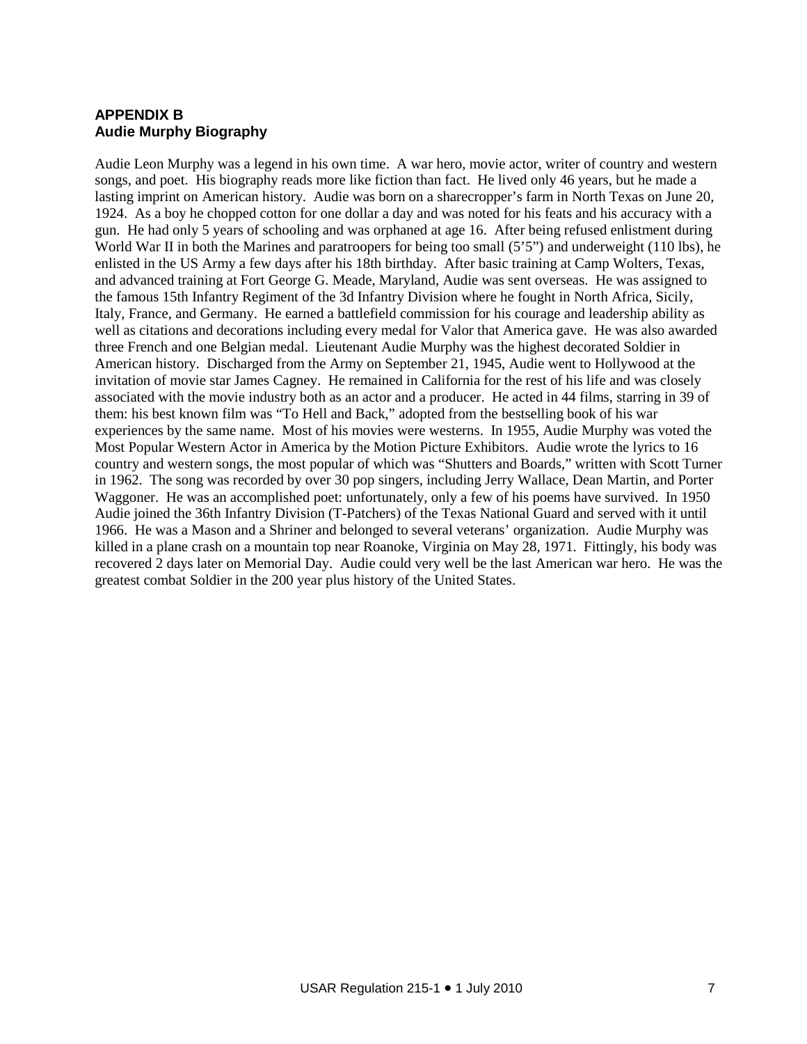## APPENDIX B
## Audie Murphy Biography

Audie Leon Murphy was a legend in his own time. A war hero, movie actor, writer of country and western songs, and poet. His biography reads more like fiction than fact. He lived only 46 years, but he made a lasting imprint on American history. Audie was born on a sharecropper's farm in North Texas on June 20, 1924. As a boy he chopped cotton for one dollar a day and was noted for his feats and his accuracy with a gun. He had only 5 years of schooling and was orphaned at age 16. After being refused enlistment during World War II in both the Marines and paratroopers for being too small (5'5") and underweight (110 lbs), he enlisted in the US Army a few days after his 18th birthday. After basic training at Camp Wolters, Texas, and advanced training at Fort George G. Meade, Maryland, Audie was sent overseas. He was assigned to the famous 15th Infantry Regiment of the 3d Infantry Division where he fought in North Africa, Sicily, Italy, France, and Germany. He earned a battlefield commission for his courage and leadership ability as well as citations and decorations including every medal for Valor that America gave. He was also awarded three French and one Belgian medal. Lieutenant Audie Murphy was the highest decorated Soldier in American history. Discharged from the Army on September 21, 1945, Audie went to Hollywood at the invitation of movie star James Cagney. He remained in California for the rest of his life and was closely associated with the movie industry both as an actor and a producer. He acted in 44 films, starring in 39 of them: his best known film was "To Hell and Back," adopted from the bestselling book of his war experiences by the same name. Most of his movies were westerns. In 1955, Audie Murphy was voted the Most Popular Western Actor in America by the Motion Picture Exhibitors. Audie wrote the lyrics to 16 country and western songs, the most popular of which was "Shutters and Boards," written with Scott Turner in 1962. The song was recorded by over 30 pop singers, including Jerry Wallace, Dean Martin, and Porter Waggoner. He was an accomplished poet: unfortunately, only a few of his poems have survived. In 1950 Audie joined the 36th Infantry Division (T-Patchers) of the Texas National Guard and served with it until 1966. He was a Mason and a Shriner and belonged to several veterans' organization. Audie Murphy was killed in a plane crash on a mountain top near Roanoke, Virginia on May 28, 1971. Fittingly, his body was recovered 2 days later on Memorial Day. Audie could very well be the last American war hero. He was the greatest combat Soldier in the 200 year plus history of the United States.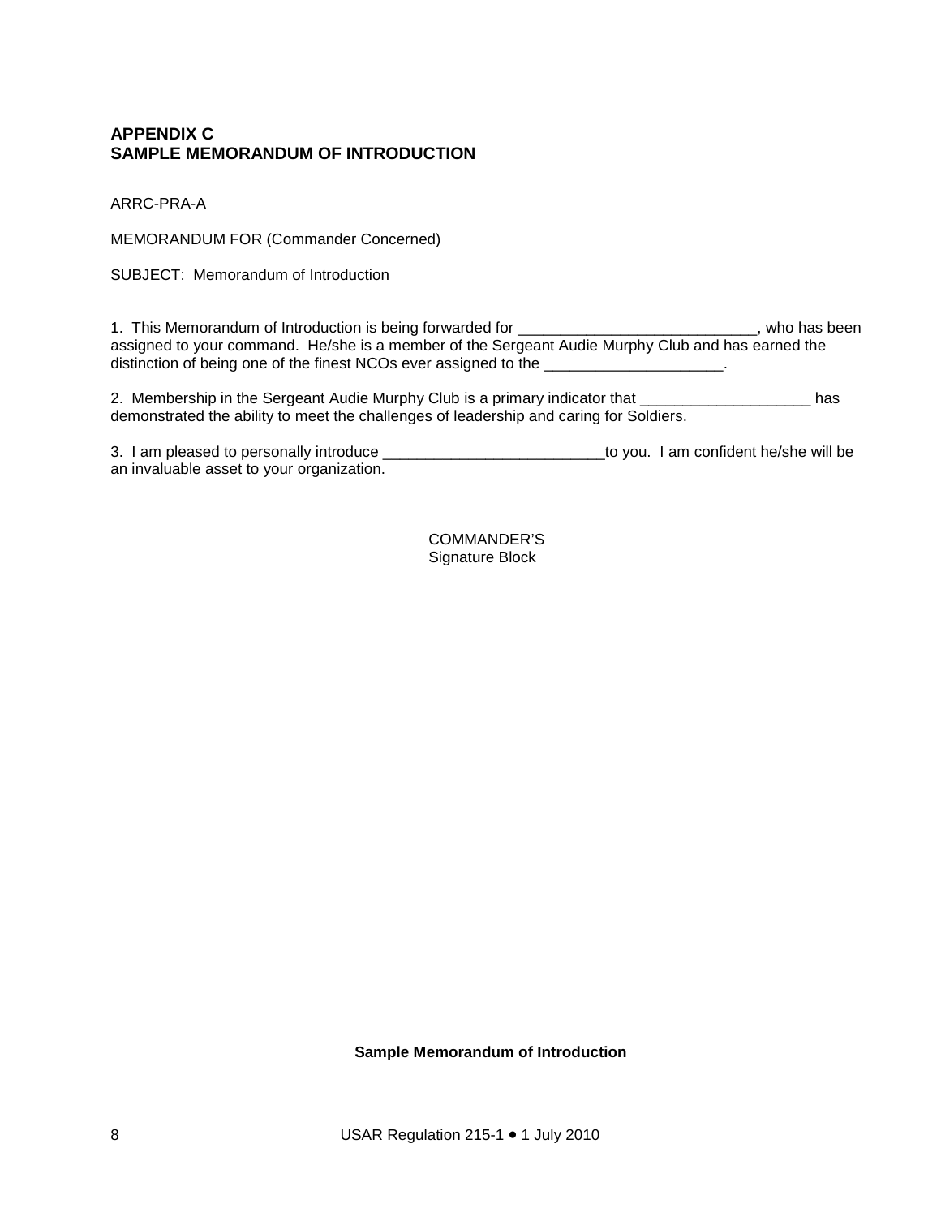## APPENDIX C
## SAMPLE MEMORANDUM OF INTRODUCTION

ARRC-PRA-A

MEMORANDUM FOR (Commander Concerned)

SUBJECT: Memorandum of Introduction

1. This Memorandum of Introduction is being forwarded for ____________________________, who has been assigned to your command. He/she is a member of the Sergeant Audie Murphy Club and has earned the distinction of being one of the finest NCOs ever assigned to the ____________________.

2. Membership in the Sergeant Audie Murphy Club is a primary indicator that ____________________ has demonstrated the ability to meet the challenges of leadership and caring for Soldiers.

3. I am pleased to personally introduce __________________________to you. I am confident he/she will be an invaluable asset to your organization.

COMMANDER'S
Signature Block

**Sample Memorandum of Introduction**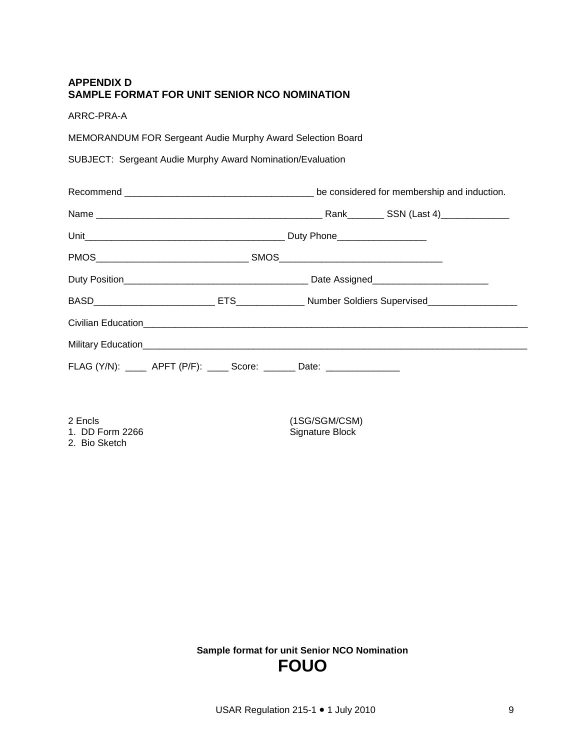## APPENDIX D
## SAMPLE FORMAT FOR UNIT SENIOR NCO NOMINATION

ARRC-PRA-A

MEMORANDUM FOR Sergeant Audie Murphy Award Selection Board

SUBJECT: Sergeant Audie Murphy Award Nomination/Evaluation

Recommend ___________________________________ be considered for membership and induction.

Name __________________________________________ Rank_______ SSN (Last 4)_____________

Unit_____________________________________ Duty Phone_________________

PMOS____________________________ SMOS______________________________

Duty Position_________________________________ Date Assigned_____________________

BASD______________________ ETS_____________ Number Soldiers Supervised_________________

Civilian Education_______________________________________________________________________

Military Education_______________________________________________________________________

FLAG (Y/N): ____ APFT (P/F): ____ Score: ______ Date: _____________

2 Encls
1. DD Form 2266
2. Bio Sketch

(1SG/SGM/CSM)
Signature Block

**Sample format for unit Senior NCO Nomination**

**FOUO**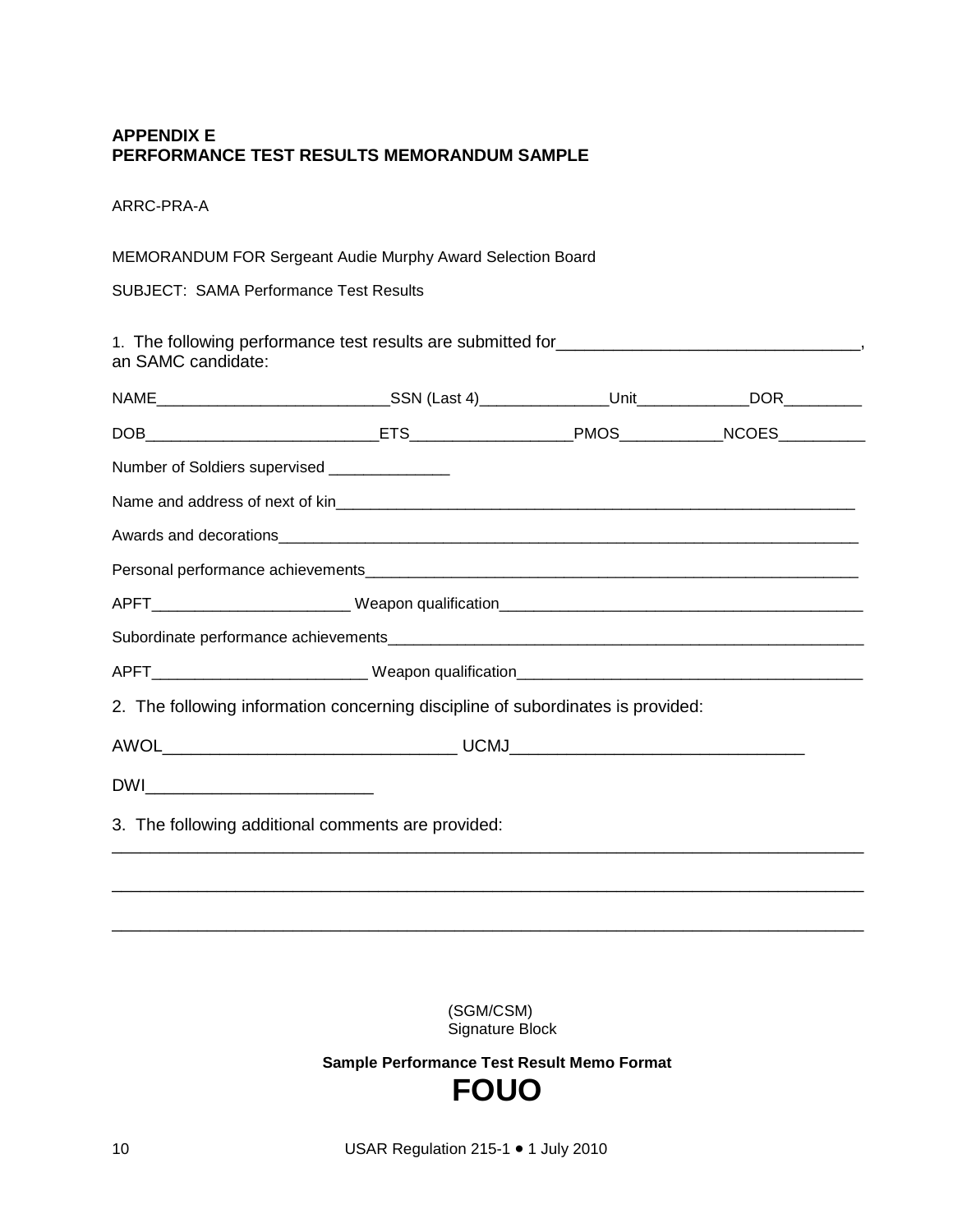**APPENDIX E**
**PERFORMANCE TEST RESULTS MEMORANDUM SAMPLE**

ARRC-PRA-A

MEMORANDUM FOR Sergeant Audie Murphy Award Selection Board

SUBJECT: SAMA Performance Test Results

1. The following performance test results are submitted for________________________________, an SAMC candidate:

NAME___________________________SSN (Last 4)_______________Unit_____________DOR_________

DOB___________________________ETS___________________PMOS____________NCOES__________

Number of Soldiers supervised ______________

Name and address of next of kin_______________________________________________________________

Awards and decorations______________________________________________________________________

Personal performance achievements____________________________________________________________

APFT_______________________ Weapon qualification___________________________________________

Subordinate performance achievements_________________________________________________________

APFT_________________________ Weapon qualification_________________________________________

2. The following information concerning discipline of subordinates is provided:

AWOL_______________________________ UCMJ_______________________________

DWI________________________

3. The following additional comments are provided:

_______________________________________________________________________________

_______________________________________________________________________________

_______________________________________________________________________________

(SGM/CSM)
Signature Block

**Sample Performance Test Result Memo Format**

**FOUO**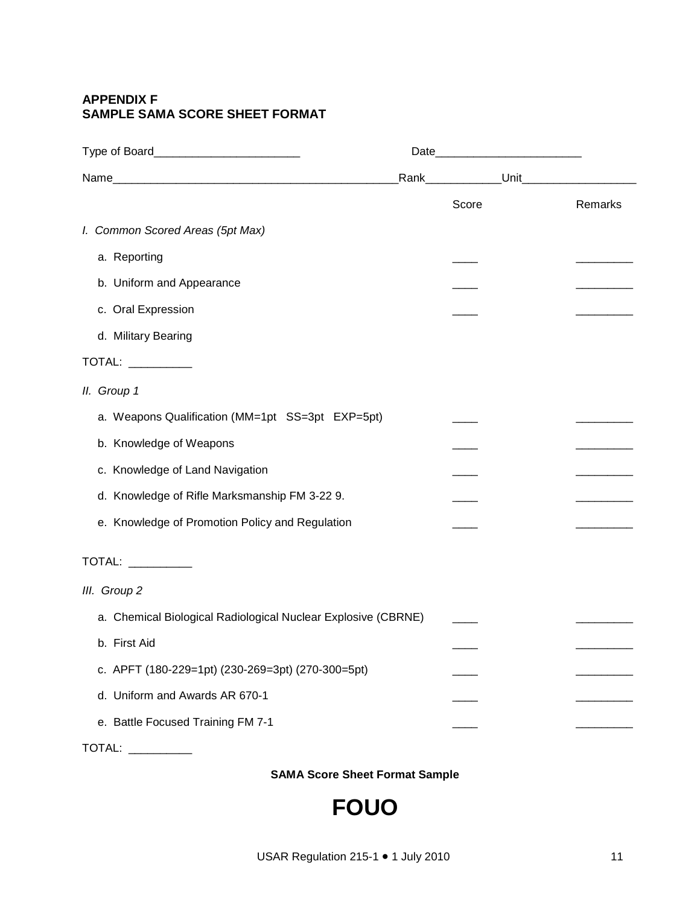**APPENDIX F**
**SAMPLE SAMA SCORE SHEET FORMAT**

Type of Board_______________________ Date_______________________

Name____________________________________________Rank___________Unit_________________

| | Score | Remarks |
|---|---|---|
| *I. Common Scored Areas (5pt Max)* | | |
| a. Reporting | ____ | _________ |
| b. Uniform and Appearance | ____ | _________ |
| c. Oral Expression | ____ | _________ |
| d. Military Bearing | | |
| TOTAL: __________ | | |
| *II. Group 1* | | |
| a. Weapons Qualification (MM=1pt SS=3pt EXP=5pt) | ____ | _________ |
| b. Knowledge of Weapons | ____ | _________ |
| c. Knowledge of Land Navigation | ____ | _________ |
| d. Knowledge of Rifle Marksmanship FM 3-22 9. | ____ | _________ |
| e. Knowledge of Promotion Policy and Regulation | ____ | _________ |
| TOTAL: __________ | | |
| *III. Group 2* | | |
| a. Chemical Biological Radiological Nuclear Explosive (CBRNE) | ____ | _________ |
| b. First Aid | ____ | _________ |
| c. APFT (180-229=1pt) (230-269=3pt) (270-300=5pt) | ____ | _________ |
| d. Uniform and Awards AR 670-1 | ____ | _________ |
| e. Battle Focused Training FM 7-1 | ____ | _________ |
| TOTAL: __________ | | |

**SAMA Score Sheet Format Sample**

# FOUO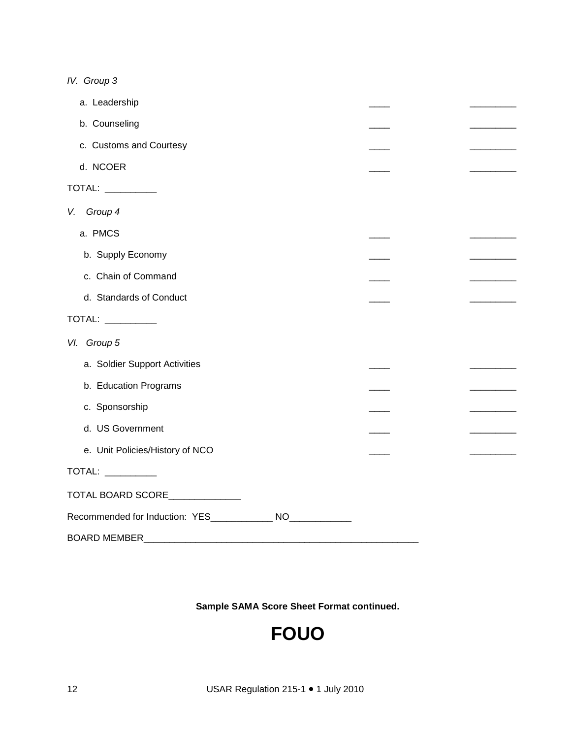*IV. Group 3*

| | | |
|---|---|---|
| a. Leadership | ____ | _________ |
| b. Counseling | ____ | _________ |
| c. Customs and Courtesy | ____ | _________ |
| d. NCOER | ____ | _________ |

TOTAL: __________

*V. Group 4*

| | | |
|---|---|---|
| a. PMCS | ____ | _________ |
| b. Supply Economy | ____ | _________ |
| c. Chain of Command | ____ | _________ |
| d. Standards of Conduct | ____ | _________ |

TOTAL: __________

*VI. Group 5*

| | | |
|---|---|---|
| a. Soldier Support Activities | ____ | _________ |
| b. Education Programs | ____ | _________ |
| c. Sponsorship | ____ | _________ |
| d. US Government | ____ | _________ |
| e. Unit Policies/History of NCO | ____ | _________ |

TOTAL: __________

TOTAL BOARD SCORE______________

Recommended for Induction: YES____________ NO____________

BOARD MEMBER_______________________________________________________

**Sample SAMA Score Sheet Format continued.**

# FOUO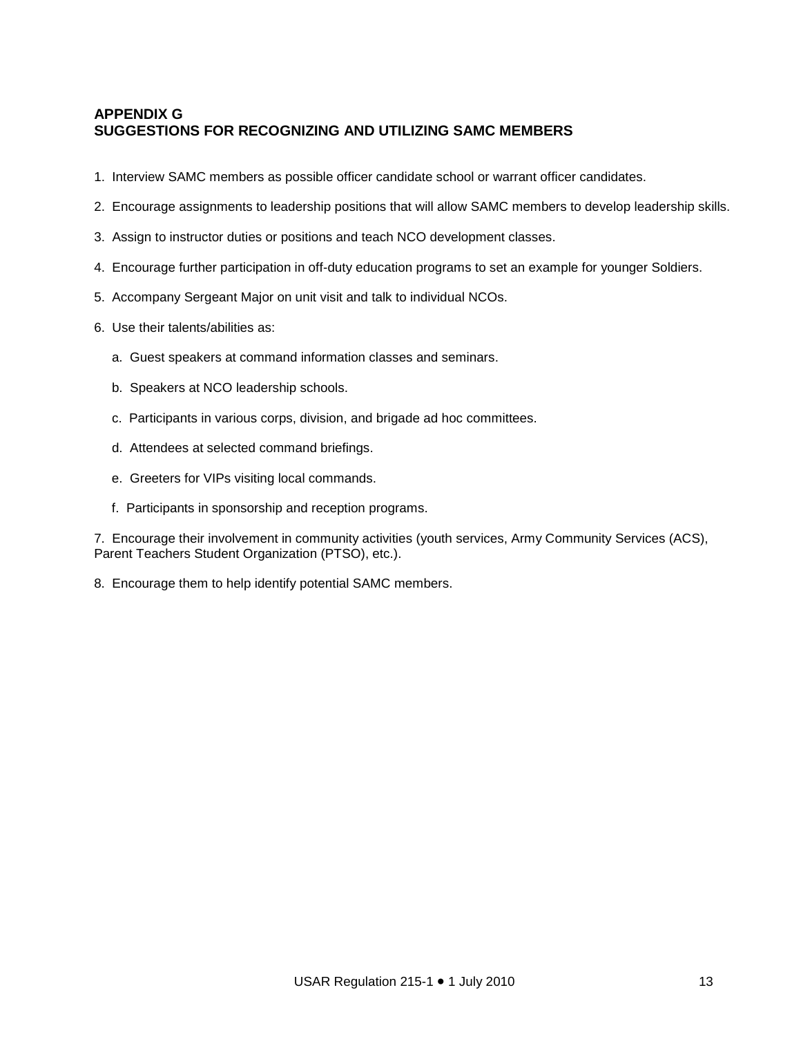## APPENDIX G
## SUGGESTIONS FOR RECOGNIZING AND UTILIZING SAMC MEMBERS

1. Interview SAMC members as possible officer candidate school or warrant officer candidates.

2. Encourage assignments to leadership positions that will allow SAMC members to develop leadership skills.

3. Assign to instructor duties or positions and teach NCO development classes.

4. Encourage further participation in off-duty education programs to set an example for younger Soldiers.

5. Accompany Sergeant Major on unit visit and talk to individual NCOs.

6. Use their talents/abilities as:

   a. Guest speakers at command information classes and seminars.

   b. Speakers at NCO leadership schools.

   c. Participants in various corps, division, and brigade ad hoc committees.

   d. Attendees at selected command briefings.

   e. Greeters for VIPs visiting local commands.

   f. Participants in sponsorship and reception programs.

7. Encourage their involvement in community activities (youth services, Army Community Services (ACS), Parent Teachers Student Organization (PTSO), etc.).

8. Encourage them to help identify potential SAMC members.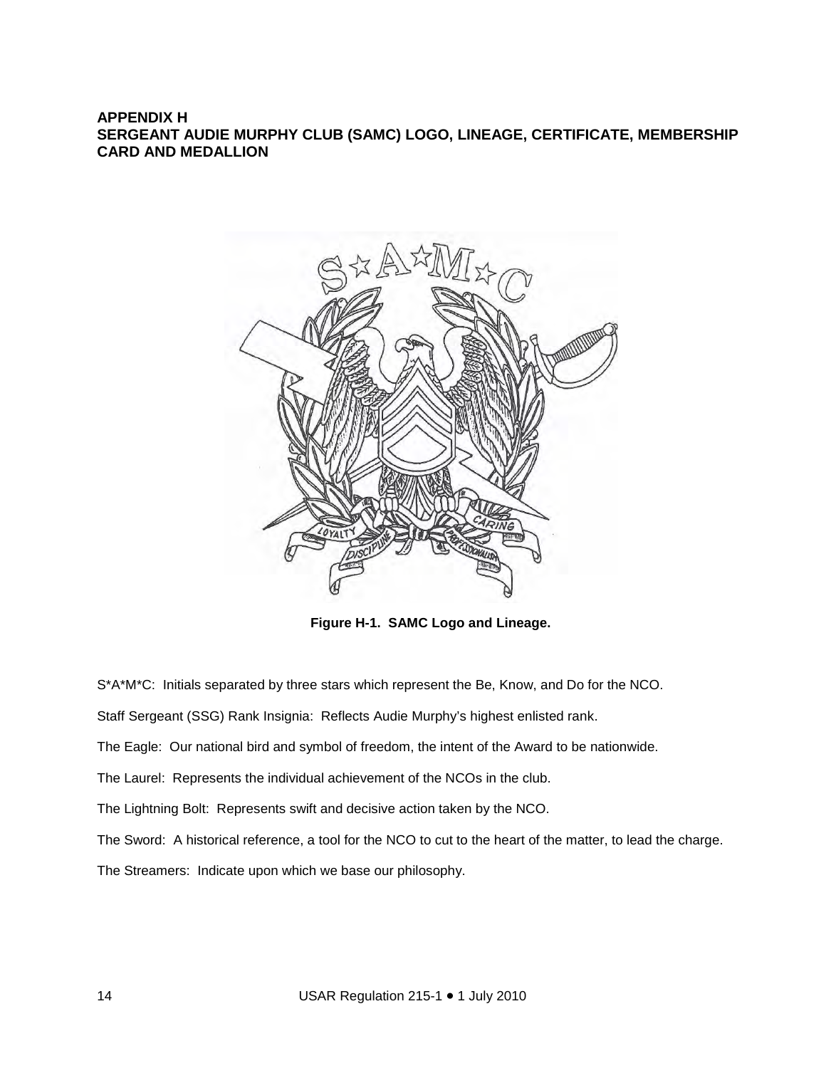**APPENDIX H**
**SERGEANT AUDIE MURPHY CLUB (SAMC) LOGO, LINEAGE, CERTIFICATE, MEMBERSHIP CARD AND MEDALLION**

**Figure H-1. SAMC Logo and Lineage.**

S*A*M*C: Initials separated by three stars which represent the Be, Know, and Do for the NCO.

Staff Sergeant (SSG) Rank Insignia: Reflects Audie Murphy's highest enlisted rank.

The Eagle: Our national bird and symbol of freedom, the intent of the Award to be nationwide.

The Laurel: Represents the individual achievement of the NCOs in the club.

The Lightning Bolt: Represents swift and decisive action taken by the NCO.

The Sword: A historical reference, a tool for the NCO to cut to the heart of the matter, to lead the charge.

The Streamers: Indicate upon which we base our philosophy.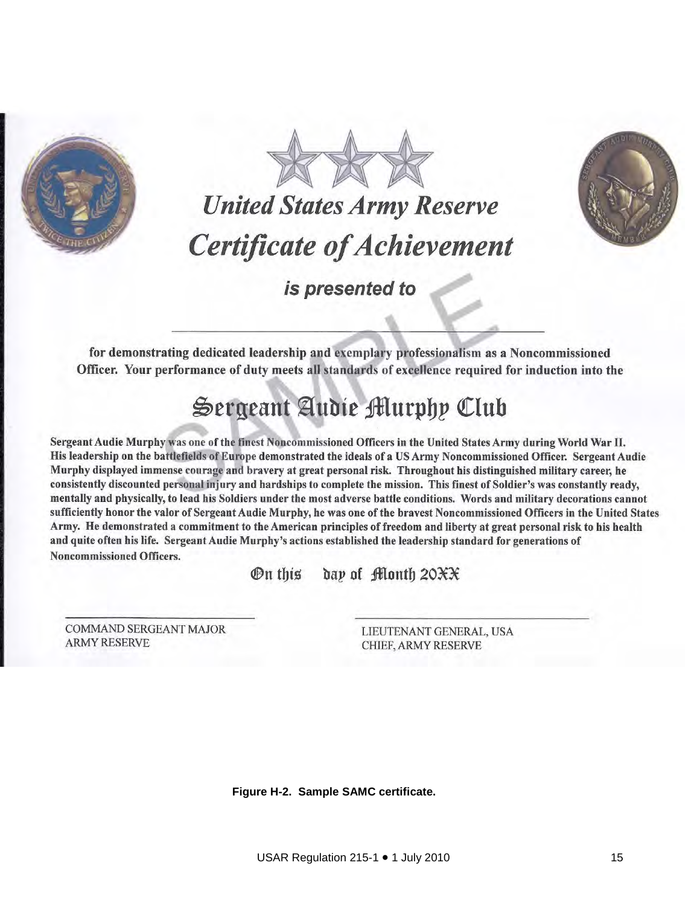# United States Army Reserve

# Certificate of Achievement

**is presented to**

\_\_\_\_\_\_\_\_\_\_\_\_\_\_\_\_\_\_\_\_\_\_\_\_\_\_\_\_\_\_\_\_\_\_\_\_\_\_\_\_\_\_\_\_

**for demonstrating dedicated leadership and exemplary professionalism as a Noncommissioned Officer. Your performance of duty meets all standards of excellence required for induction into the**

## Sergeant Audie Murphy Club

**Sergeant Audie Murphy was one of the finest Noncommissioned Officers in the United States Army during World War II. His leadership on the battlefields of Europe demonstrated the ideals of a US Army Noncommissioned Officer. Sergeant Audie Murphy displayed immense courage and bravery at great personal risk. Throughout his distinguished military career, he consistently discounted personal injury and hardships to complete the mission. This finest of Soldier's was constantly ready, mentally and physically, to lead his Soldiers under the most adverse battle conditions. Words and military decorations cannot sufficiently honor the valor of Sergeant Audie Murphy, he was one of the bravest Noncommissioned Officers in the United States Army. He demonstrated a commitment to the American principles of freedom and liberty at great personal risk to his health and quite often his life. Sergeant Audie Murphy's actions established the leadership standard for generations of Noncommissioned Officers.**

On this day of Month 20XX

| | |
|---|---|
| COMMAND SERGEANT MAJOR<br>ARMY RESERVE | LIEUTENANT GENERAL, USA<br>CHIEF, ARMY RESERVE |

SAMPLE

**Figure H-2. Sample SAMC certificate.**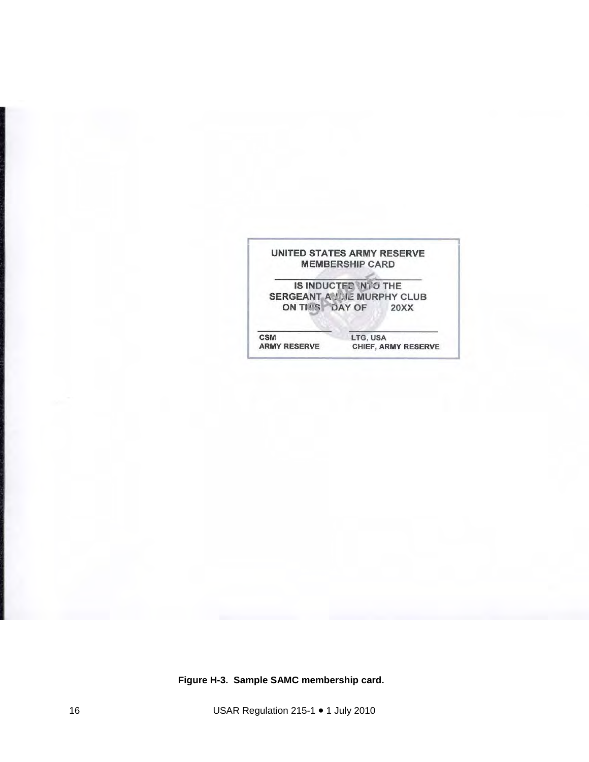UNITED STATES ARMY RESERVE
MEMBERSHIP CARD

\_\_\_\_\_\_\_\_\_\_\_\_\_\_\_\_\_\_\_\_\_\_\_\_\_\_\_\_\_\_

IS INDUCTED INTO THE
SERGEANT AUDIE MURPHY CLUB
ON THIS DAY OF 20XX

| \_\_\_\_\_\_\_\_\_\_\_\_\_\_\_\_ | \_\_\_\_\_\_\_\_\_\_\_\_\_\_\_\_ |
|---|---|
| CSM<br>ARMY RESERVE | LTG, USA<br>CHIEF, ARMY RESERVE |

**Figure H-3. Sample SAMC membership card.**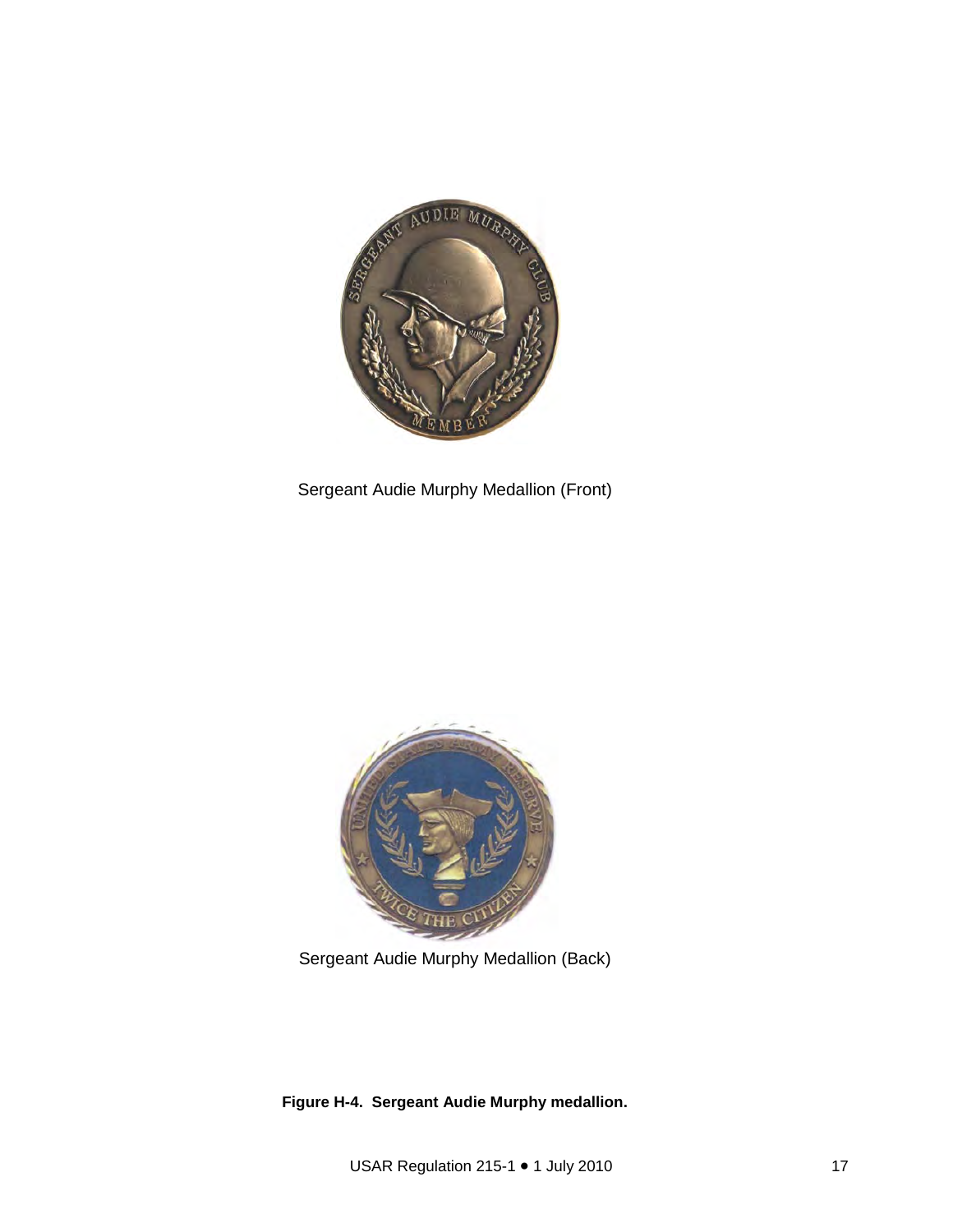Sergeant Audie Murphy Medallion (Front)

Sergeant Audie Murphy Medallion (Back)

**Figure H-4. Sergeant Audie Murphy medallion.**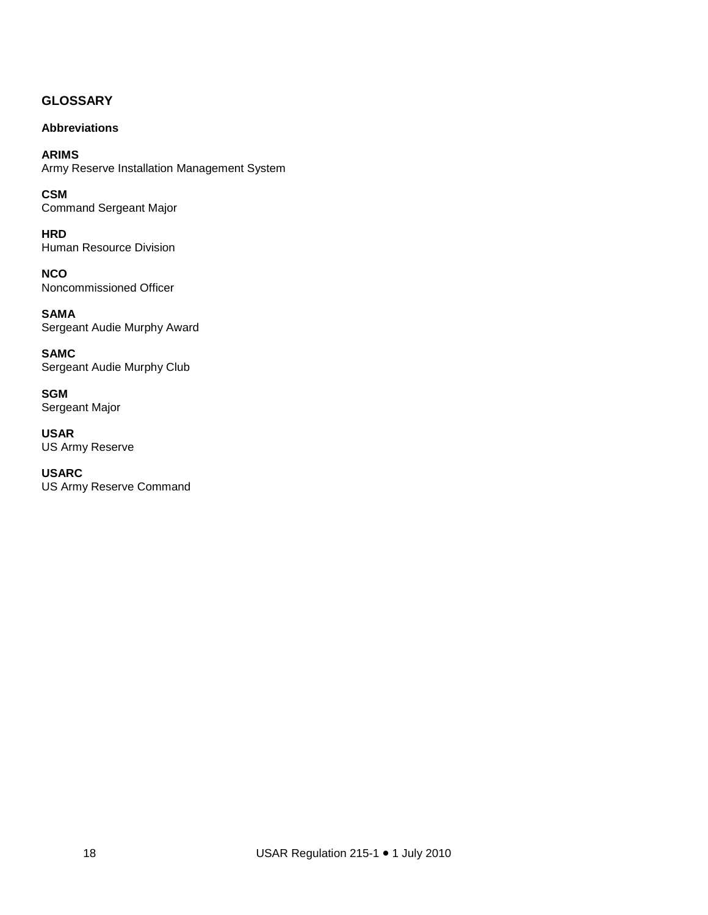## GLOSSARY

### Abbreviations

**ARIMS**
Army Reserve Installation Management System

**CSM**
Command Sergeant Major

**HRD**
Human Resource Division

**NCO**
Noncommissioned Officer

**SAMA**
Sergeant Audie Murphy Award

**SAMC**
Sergeant Audie Murphy Club

**SGM**
Sergeant Major

**USAR**
US Army Reserve

**USARC**
US Army Reserve Command